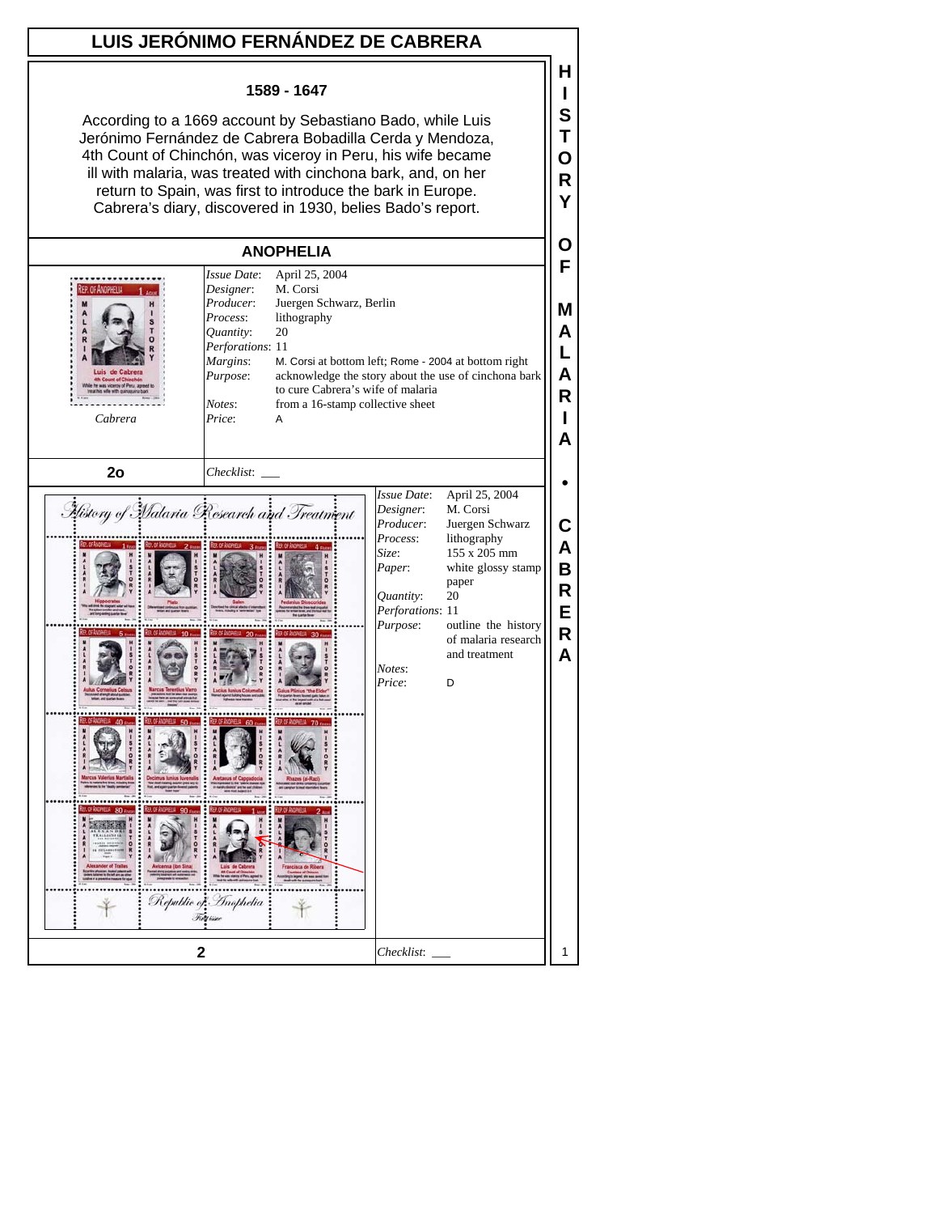# LUIS JERÓNIMO FERNÁNDEZ DE CABRERA

**1589 - 1647**

According to a 1669 account by Sebastiano Bado, while Luis Jerónimo Fernández de Cabrera Bobadilla Cerda y Mendoza, 4th Count of Chinchón, was viceroy in Peru, his wife became ill with malaria, was treated with cinchona bark, and, on her return to Spain, was first to introduce the bark in Europe. Cabrera's diary, discovered in 1930, belies Bado's report.

## ANOPHELIA

Cabrera

| | |
|---|---|
| *Issue Date*: | April 25, 2004 |
| *Designer*: | M. Corsi |
| *Producer*: | Juergen Schwarz, Berlin |
| *Process*: | lithography |
| *Quantity*: | 20 |
| *Perforations*: | 11 |
| *Margins*: | M. Corsi at bottom left; Rome - 2004 at bottom right |
| *Purpose*: | acknowledge the story about the use of cinchona bark to cure Cabrera's wife of malaria |
| *Notes*: | from a 16-stamp collective sheet |
| *Price*: | A |

**2o** *Checklist*: ___

| | |
|---|---|
| *Issue Date*: | April 25, 2004 |
| *Designer*: | M. Corsi |
| *Producer*: | Juergen Schwarz |
| *Process*: | lithography |
| *Size*: | 155 x 205 mm |
| *Paper*: | white glossy stamp paper |
| *Quantity*: | 20 |
| *Perforations*: | 11 |
| *Purpose*: | outline the history of malaria research and treatment |
| *Notes*: | |
| *Price*: | D |

**2** *Checklist*: ___

HISTORY OF MALARIA • CABRERA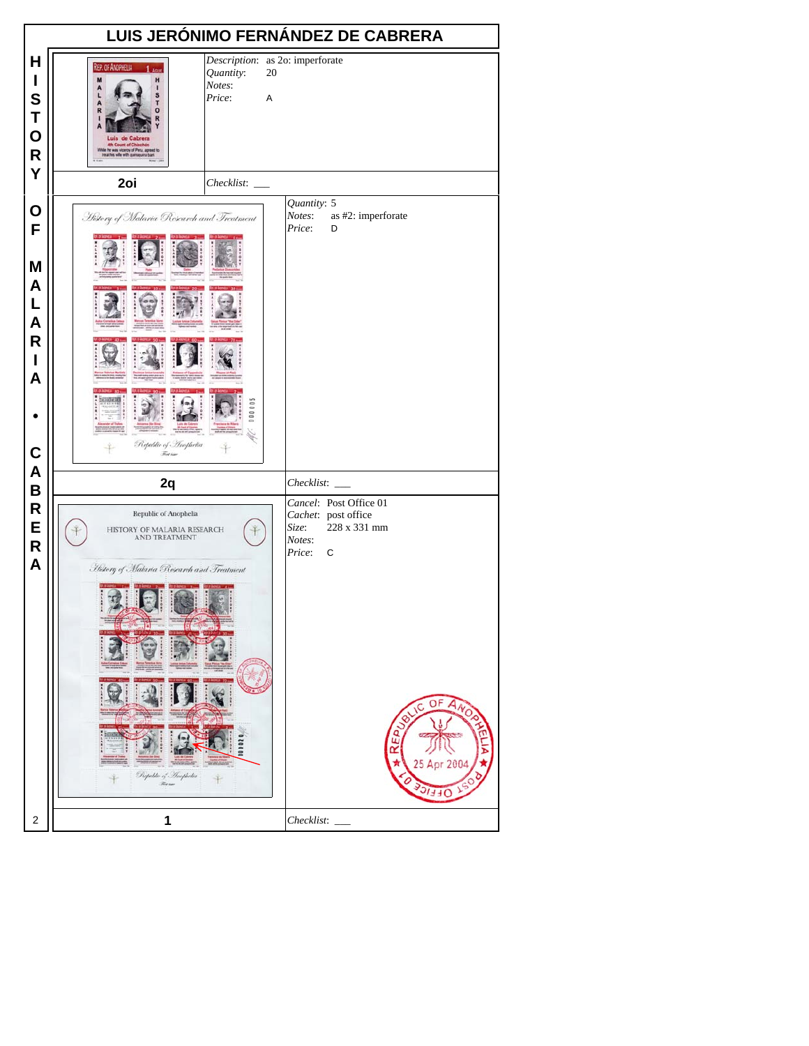# LUIS JERÓNIMO FERNÁNDEZ DE CABRERA

HISTORY OF MALARIA • CABRERA

| | |
|---|---|
| **2oi** | *Description*: as 2o: imperforate<br>*Quantity*: 20<br>*Notes*:<br>*Price*: A<br><br>*Checklist*: ___ |
| **2q** | *Quantity*: 5<br>*Notes*: as #2: imperforate<br>*Price*: D<br><br>*Checklist*: ___ |
| **1** | *Cancel*: Post Office 01<br>*Cachet*: post office<br>*Size*: 228 x 331 mm<br>*Notes*:<br>*Price*: C<br><br>*Checklist*: ___ |